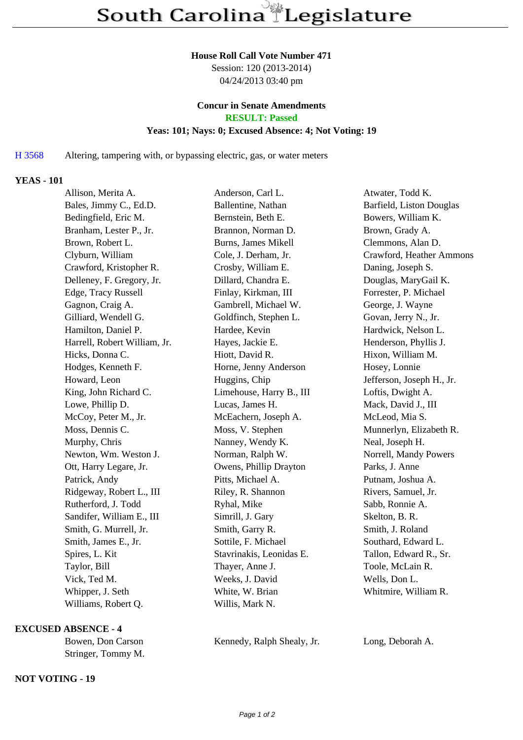# South Carolina Legislature

**House Roll Call Vote Number 471**
Session: 120 (2013-2014)
04/24/2013 03:40 pm

**Concur in Senate Amendments**
**RESULT: Passed**
**Yeas: 101; Nays: 0; Excused Absence: 4; Not Voting: 19**

H 3568 Altering, tampering with, or bypassing electric, gas, or water meters

## YEAS - 101

| | | |
|---|---|---|
| Allison, Merita A. | Anderson, Carl L. | Atwater, Todd K. |
| Bales, Jimmy C., Ed.D. | Ballentine, Nathan | Barfield, Liston Douglas |
| Bedingfield, Eric M. | Bernstein, Beth E. | Bowers, William K. |
| Branham, Lester P., Jr. | Brannon, Norman D. | Brown, Grady A. |
| Brown, Robert L. | Burns, James Mikell | Clemmons, Alan D. |
| Clyburn, William | Cole, J. Derham, Jr. | Crawford, Heather Ammons |
| Crawford, Kristopher R. | Crosby, William E. | Daning, Joseph S. |
| Delleney, F. Gregory, Jr. | Dillard, Chandra E. | Douglas, MaryGail K. |
| Edge, Tracy Russell | Finlay, Kirkman, III | Forrester, P. Michael |
| Gagnon, Craig A. | Gambrell, Michael W. | George, J. Wayne |
| Gilliard, Wendell G. | Goldfinch, Stephen L. | Govan, Jerry N., Jr. |
| Hamilton, Daniel P. | Hardee, Kevin | Hardwick, Nelson L. |
| Harrell, Robert William, Jr. | Hayes, Jackie E. | Henderson, Phyllis J. |
| Hicks, Donna C. | Hiott, David R. | Hixon, William M. |
| Hodges, Kenneth F. | Horne, Jenny Anderson | Hosey, Lonnie |
| Howard, Leon | Huggins, Chip | Jefferson, Joseph H., Jr. |
| King, John Richard C. | Limehouse, Harry B., III | Loftis, Dwight A. |
| Lowe, Phillip D. | Lucas, James H. | Mack, David J., III |
| McCoy, Peter M., Jr. | McEachern, Joseph A. | McLeod, Mia S. |
| Moss, Dennis C. | Moss, V. Stephen | Munnerlyn, Elizabeth R. |
| Murphy, Chris | Nanney, Wendy K. | Neal, Joseph H. |
| Newton, Wm. Weston J. | Norman, Ralph W. | Norrell, Mandy Powers |
| Ott, Harry Legare, Jr. | Owens, Phillip Drayton | Parks, J. Anne |
| Patrick, Andy | Pitts, Michael A. | Putnam, Joshua A. |
| Ridgeway, Robert L., III | Riley, R. Shannon | Rivers, Samuel, Jr. |
| Rutherford, J. Todd | Ryhal, Mike | Sabb, Ronnie A. |
| Sandifer, William E., III | Simrill, J. Gary | Skelton, B. R. |
| Smith, G. Murrell, Jr. | Smith, Garry R. | Smith, J. Roland |
| Smith, James E., Jr. | Sottile, F. Michael | Southard, Edward L. |
| Spires, L. Kit | Stavrinakis, Leonidas E. | Tallon, Edward R., Sr. |
| Taylor, Bill | Thayer, Anne J. | Toole, McLain R. |
| Vick, Ted M. | Weeks, J. David | Wells, Don L. |
| Whipper, J. Seth | White, W. Brian | Whitmire, William R. |
| Williams, Robert Q. | Willis, Mark N. | |

## EXCUSED ABSENCE - 4

| | | |
|---|---|---|
| Bowen, Don Carson | Kennedy, Ralph Shealy, Jr. | Long, Deborah A. |
| Stringer, Tommy M. | | |

## NOT VOTING - 19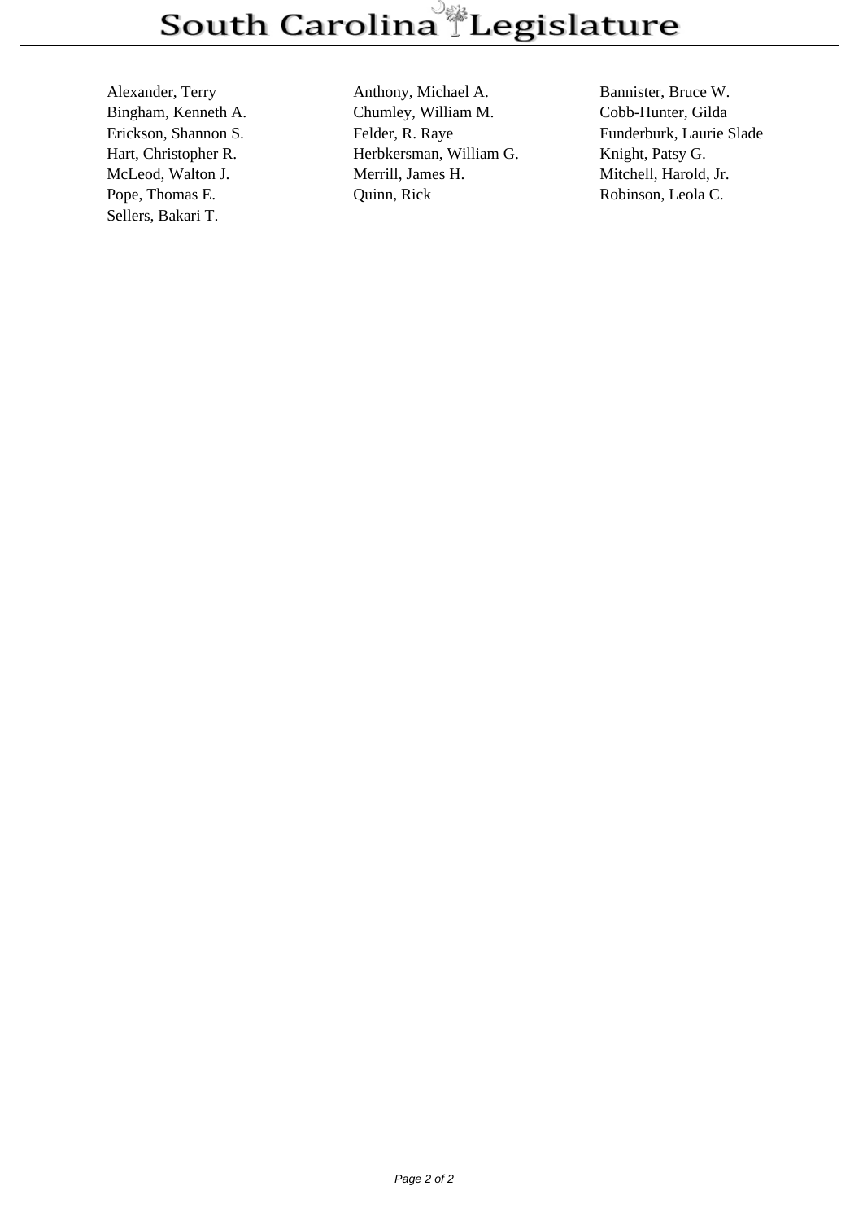Alexander, Terry
Anthony, Michael A.
Bannister, Bruce W.
Bingham, Kenneth A.
Chumley, William M.
Cobb-Hunter, Gilda
Erickson, Shannon S.
Felder, R. Raye
Funderburk, Laurie Slade
Hart, Christopher R.
Herbkersman, William G.
Knight, Patsy G.
McLeod, Walton J.
Merrill, James H.
Mitchell, Harold, Jr.
Pope, Thomas E.
Quinn, Rick
Robinson, Leola C.
Sellers, Bakari T.